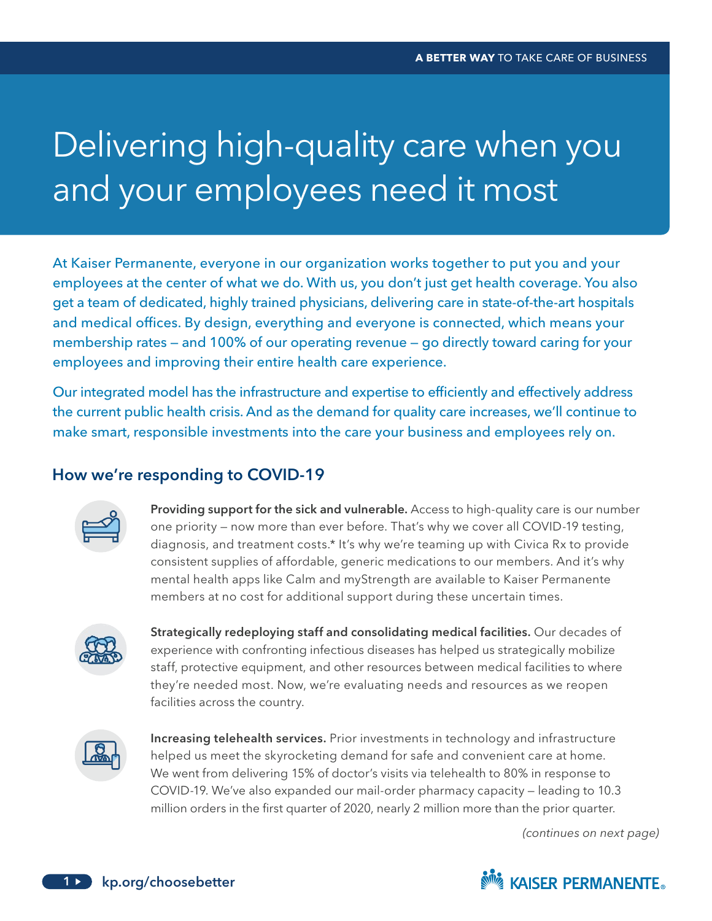# Delivering high-quality care when you and your employees need it most

At Kaiser Permanente, everyone in our organization works together to put you and your employees at the center of what we do. With us, you don't just get health coverage. You also get a team of dedicated, highly trained physicians, delivering care in state-of-the-art hospitals and medical offices. By design, everything and everyone is connected, which means your membership rates — and 100% of our operating revenue — go directly toward caring for your employees and improving their entire health care experience.

Our integrated model has the infrastructure and expertise to efficiently and effectively address the current public health crisis. And as the demand for quality care increases, we'll continue to make smart, responsible investments into the care your business and employees rely on.

## How we're responding to COVID-19

**Providing support for the sick and vulnerable.** Access to high-quality care is our number one priority — now more than ever before. That's why we cover all COVID-19 testing, diagnosis, and treatment costs.* It's why we're teaming up with Civica Rx to provide consistent supplies of affordable, generic medications to our members. And it's why mental health apps like Calm and myStrength are available to Kaiser Permanente members at no cost for additional support during these uncertain times.

**Strategically redeploying staff and consolidating medical facilities.** Our decades of experience with confronting infectious diseases has helped us strategically mobilize staff, protective equipment, and other resources between medical facilities to where they're needed most. Now, we're evaluating needs and resources as we reopen facilities across the country.

**Increasing telehealth services.** Prior investments in technology and infrastructure helped us meet the skyrocketing demand for safe and convenient care at home. We went from delivering 15% of doctor's visits via telehealth to 80% in response to COVID-19. We've also expanded our mail-order pharmacy capacity — leading to 10.3 million orders in the first quarter of 2020, nearly 2 million more than the prior quarter.

*(continues on next page)*

kp.org/choosebetter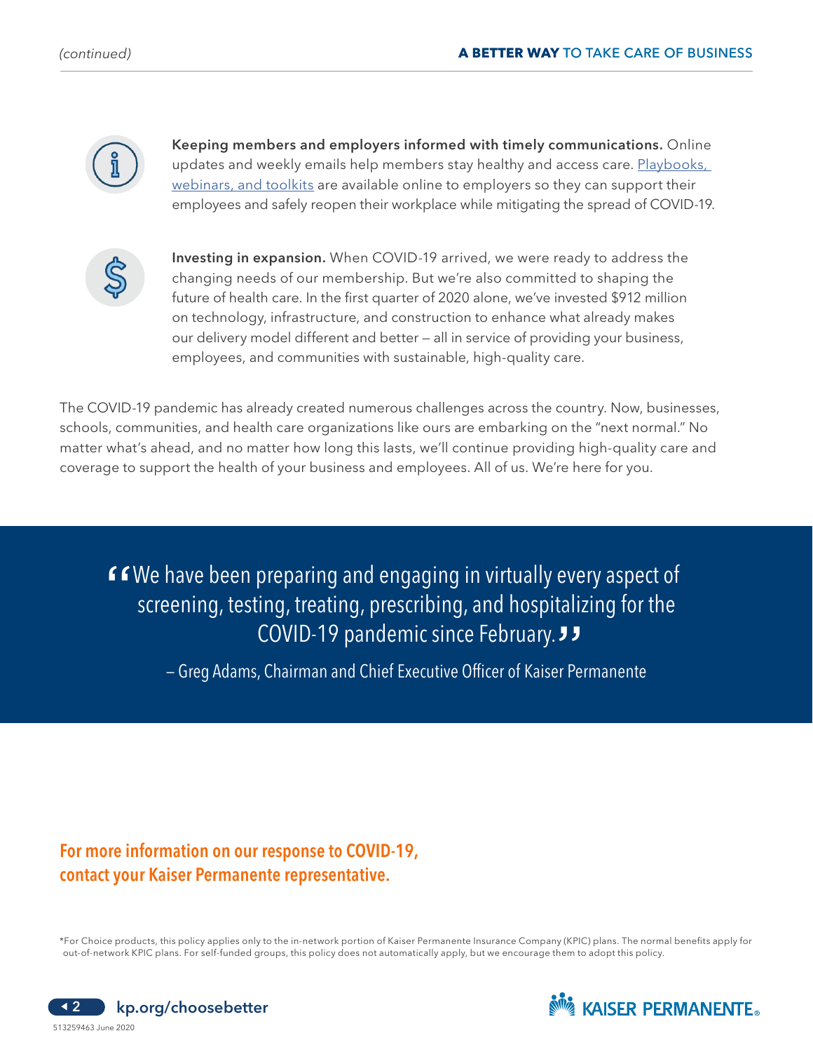*(continued)*

**Keeping members and employers informed with timely communications.** Online updates and weekly emails help members stay healthy and access care. Playbooks, webinars, and toolkits are available online to employers so they can support their employees and safely reopen their workplace while mitigating the spread of COVID-19.

**Investing in expansion.** When COVID-19 arrived, we were ready to address the changing needs of our membership. But we're also committed to shaping the future of health care. In the first quarter of 2020 alone, we've invested $912 million on technology, infrastructure, and construction to enhance what already makes our delivery model different and better – all in service of providing your business, employees, and communities with sustainable, high-quality care.

The COVID-19 pandemic has already created numerous challenges across the country. Now, businesses, schools, communities, and health care organizations like ours are embarking on the "next normal." No matter what's ahead, and no matter how long this lasts, we'll continue providing high-quality care and coverage to support the health of your business and employees. All of us. We're here for you.

> "We have been preparing and engaging in virtually every aspect of screening, testing, treating, prescribing, and hospitalizing for the COVID-19 pandemic since February."
>
> – Greg Adams, Chairman and Chief Executive Officer of Kaiser Permanente

**For more information on our response to COVID-19, contact your Kaiser Permanente representative.**

*For Choice products, this policy applies only to the in-network portion of Kaiser Permanente Insurance Company (KPIC) plans. The normal benefits apply for out-of-network KPIC plans. For self-funded groups, this policy does not automatically apply, but we encourage them to adopt this policy.

kp.org/choosebetter

KAISER PERMANENTE®

513259463 June 2020